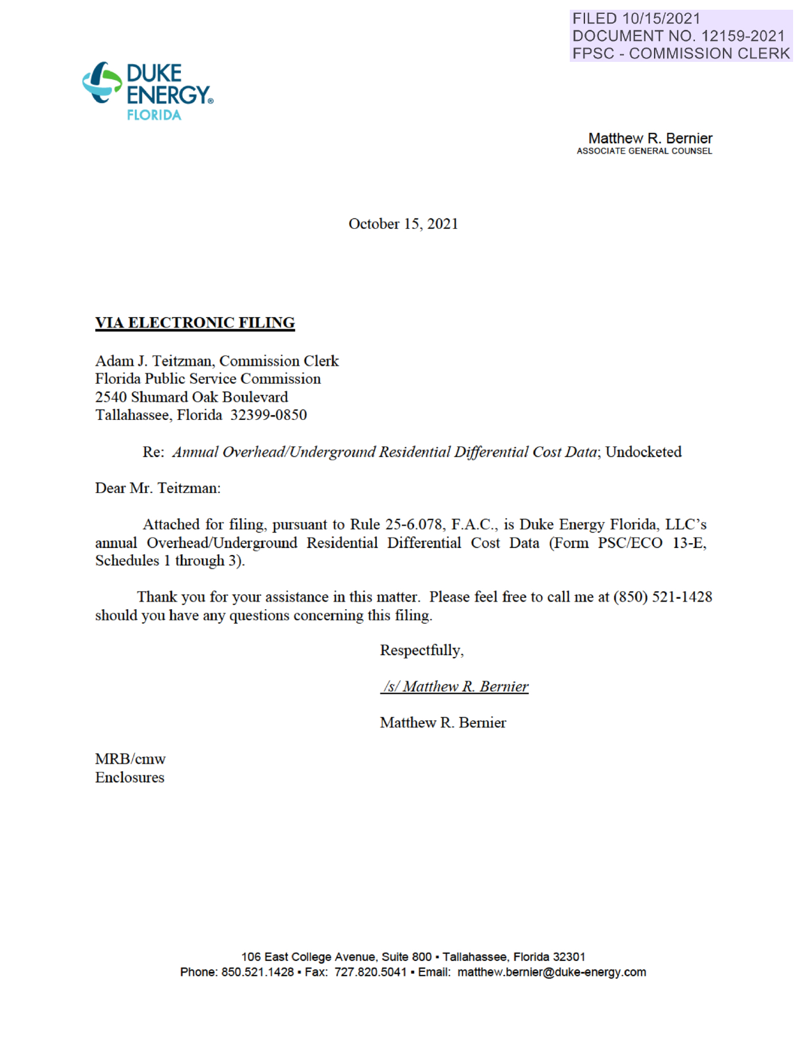FILED 10/15/2021
DOCUMENT NO. 12159-2021
FPSC - COMMISSION CLERK

DUKE ENERGY.
FLORIDA

Matthew R. Bernier
ASSOCIATE GENERAL COUNSEL

October 15, 2021

**VIA ELECTRONIC FILING**

Adam J. Teitzman, Commission Clerk
Florida Public Service Commission
2540 Shumard Oak Boulevard
Tallahassee, Florida 32399-0850

Re: *Annual Overhead/Underground Residential Differential Cost Data*; Undocketed

Dear Mr. Teitzman:

Attached for filing, pursuant to Rule 25-6.078, F.A.C., is Duke Energy Florida, LLC's annual Overhead/Underground Residential Differential Cost Data (Form PSC/ECO 13-E, Schedules 1 through 3).

Thank you for your assistance in this matter. Please feel free to call me at (850) 521-1428 should you have any questions concerning this filing.

Respectfully,

*/s/ Matthew R. Bernier*

Matthew R. Bernier

MRB/cmw
Enclosures

106 East College Avenue, Suite 800 • Tallahassee, Florida 32301
Phone: 850.521.1428 • Fax: 727.820.5041 • Email: matthew.bernier@duke-energy.com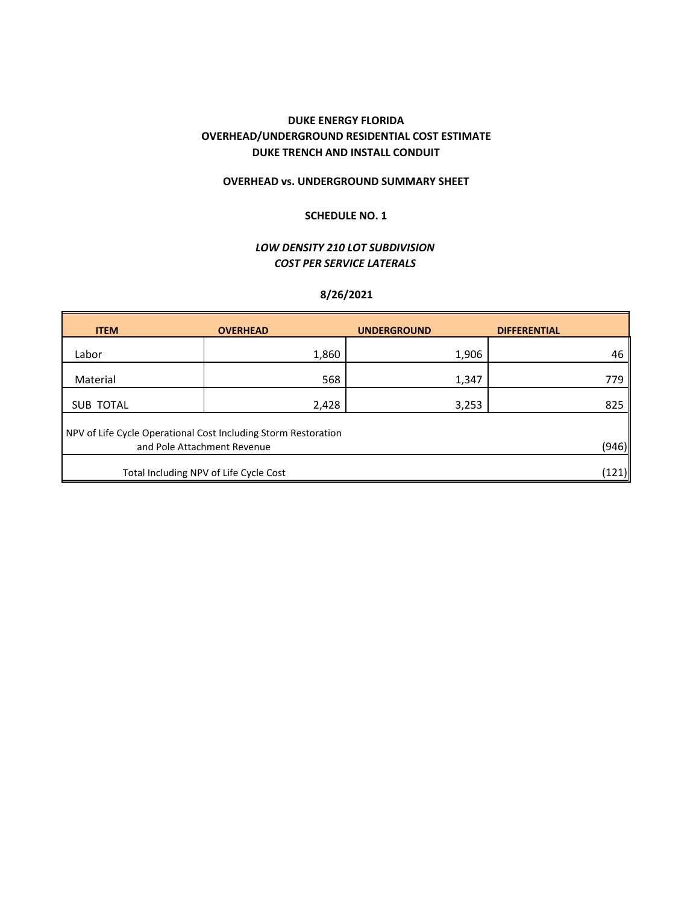**DUKE ENERGY FLORIDA**
**OVERHEAD/UNDERGROUND RESIDENTIAL COST ESTIMATE**
**DUKE TRENCH AND INSTALL CONDUIT**

**OVERHEAD vs. UNDERGROUND SUMMARY SHEET**

**SCHEDULE NO. 1**

***LOW DENSITY 210 LOT SUBDIVISION***
***COST PER SERVICE LATERALS***

**8/26/2021**

| ITEM | OVERHEAD | UNDERGROUND | DIFFERENTIAL |
|---|---|---|---|
| Labor | 1,860 | 1,906 | 46 |
| Material | 568 | 1,347 | 779 |
| SUB TOTAL | 2,428 | 3,253 | 825 |
| NPV of Life Cycle Operational Cost Including Storm Restoration and Pole Attachment Revenue | | | (946) |
| Total Including NPV of Life Cycle Cost | | | (121) |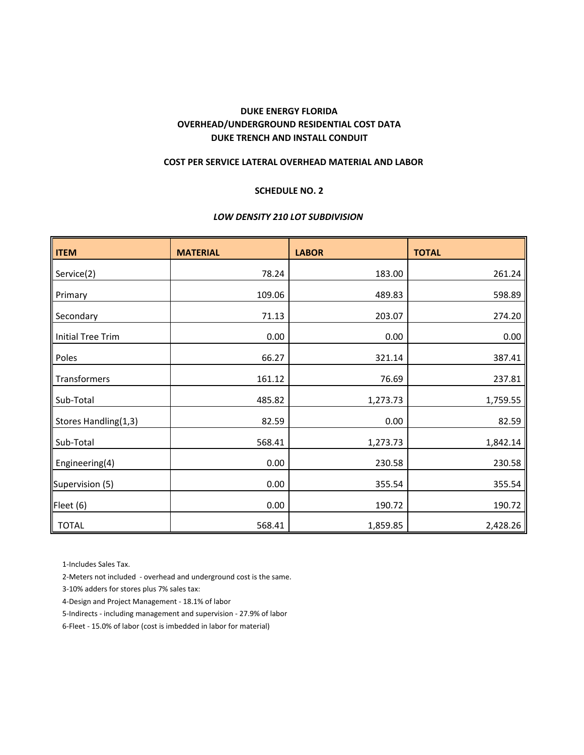**DUKE ENERGY FLORIDA**
**OVERHEAD/UNDERGROUND RESIDENTIAL COST DATA**
**DUKE TRENCH AND INSTALL CONDUIT**

**COST PER SERVICE LATERAL OVERHEAD MATERIAL AND LABOR**

**SCHEDULE NO. 2**

***LOW DENSITY 210 LOT SUBDIVISION***

| ITEM | MATERIAL | LABOR | TOTAL |
|---|---:|---:|---:|
| Service(2) | 78.24 | 183.00 | 261.24 |
| Primary | 109.06 | 489.83 | 598.89 |
| Secondary | 71.13 | 203.07 | 274.20 |
| Initial Tree Trim | 0.00 | 0.00 | 0.00 |
| Poles | 66.27 | 321.14 | 387.41 |
| Transformers | 161.12 | 76.69 | 237.81 |
| Sub-Total | 485.82 | 1,273.73 | 1,759.55 |
| Stores Handling(1,3) | 82.59 | 0.00 | 82.59 |
| Sub-Total | 568.41 | 1,273.73 | 1,842.14 |
| Engineering(4) | 0.00 | 230.58 | 230.58 |
| Supervision (5) | 0.00 | 355.54 | 355.54 |
| Fleet (6) | 0.00 | 190.72 | 190.72 |
| TOTAL | 568.41 | 1,859.85 | 2,428.26 |

1-Includes Sales Tax.

2-Meters not included - overhead and underground cost is the same.

3-10% adders for stores plus 7% sales tax:

4-Design and Project Management - 18.1% of labor

5-Indirects - including management and supervision - 27.9% of labor

6-Fleet - 15.0% of labor (cost is imbedded in labor for material)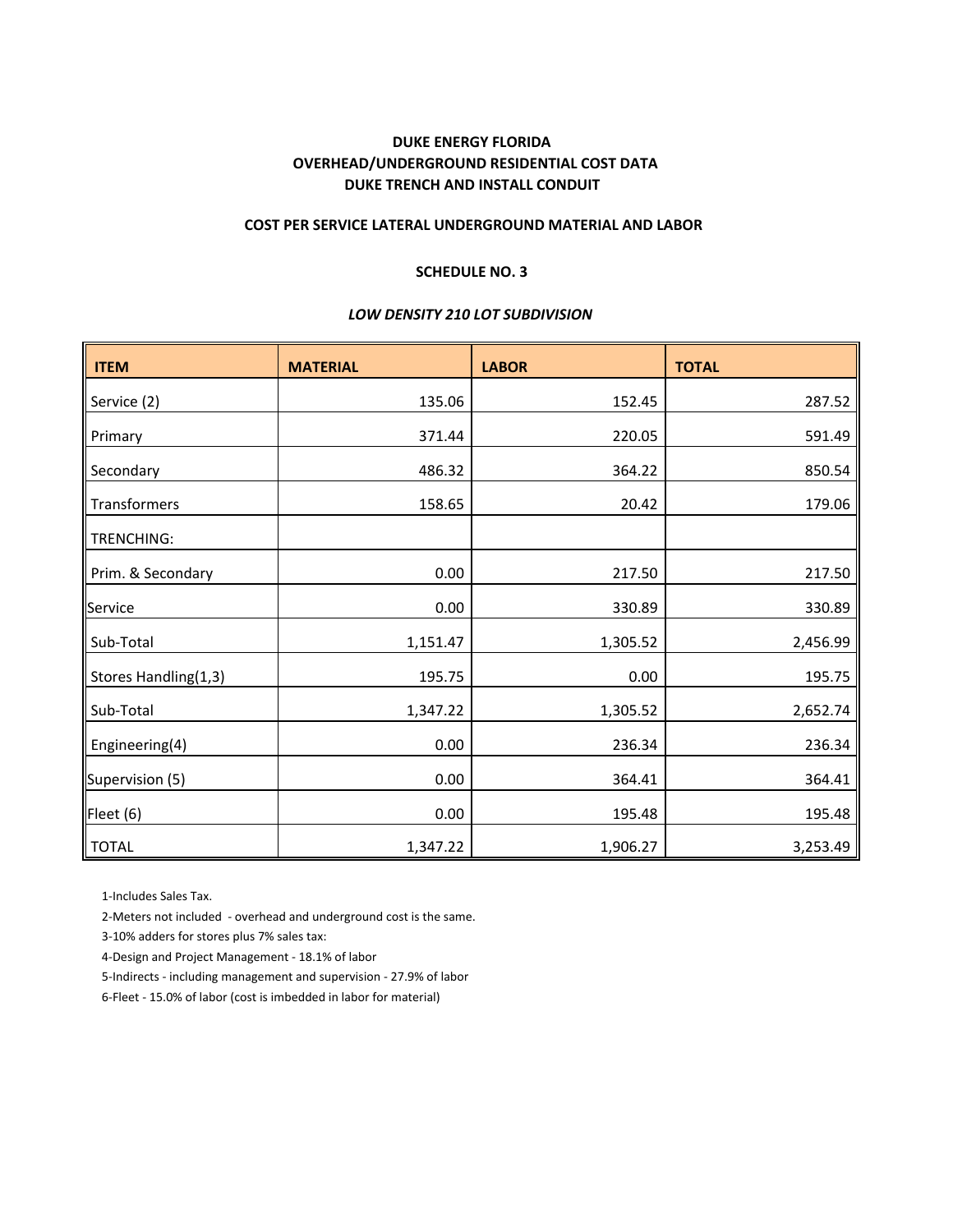**DUKE ENERGY FLORIDA**
**OVERHEAD/UNDERGROUND RESIDENTIAL COST DATA**
**DUKE TRENCH AND INSTALL CONDUIT**

**COST PER SERVICE LATERAL UNDERGROUND MATERIAL AND LABOR**

**SCHEDULE NO. 3**

***LOW DENSITY 210 LOT SUBDIVISION***

| ITEM | MATERIAL | LABOR | TOTAL |
|---|---|---|---|
| Service (2) | 135.06 | 152.45 | 287.52 |
| Primary | 371.44 | 220.05 | 591.49 |
| Secondary | 486.32 | 364.22 | 850.54 |
| Transformers | 158.65 | 20.42 | 179.06 |
| TRENCHING: | | | |
| Prim. & Secondary | 0.00 | 217.50 | 217.50 |
| Service | 0.00 | 330.89 | 330.89 |
| Sub-Total | 1,151.47 | 1,305.52 | 2,456.99 |
| Stores Handling(1,3) | 195.75 | 0.00 | 195.75 |
| Sub-Total | 1,347.22 | 1,305.52 | 2,652.74 |
| Engineering(4) | 0.00 | 236.34 | 236.34 |
| Supervision (5) | 0.00 | 364.41 | 364.41 |
| Fleet (6) | 0.00 | 195.48 | 195.48 |
| TOTAL | 1,347.22 | 1,906.27 | 3,253.49 |

1-Includes Sales Tax.

2-Meters not included - overhead and underground cost is the same.

3-10% adders for stores plus 7% sales tax:

4-Design and Project Management - 18.1% of labor

5-Indirects - including management and supervision - 27.9% of labor

6-Fleet - 15.0% of labor (cost is imbedded in labor for material)